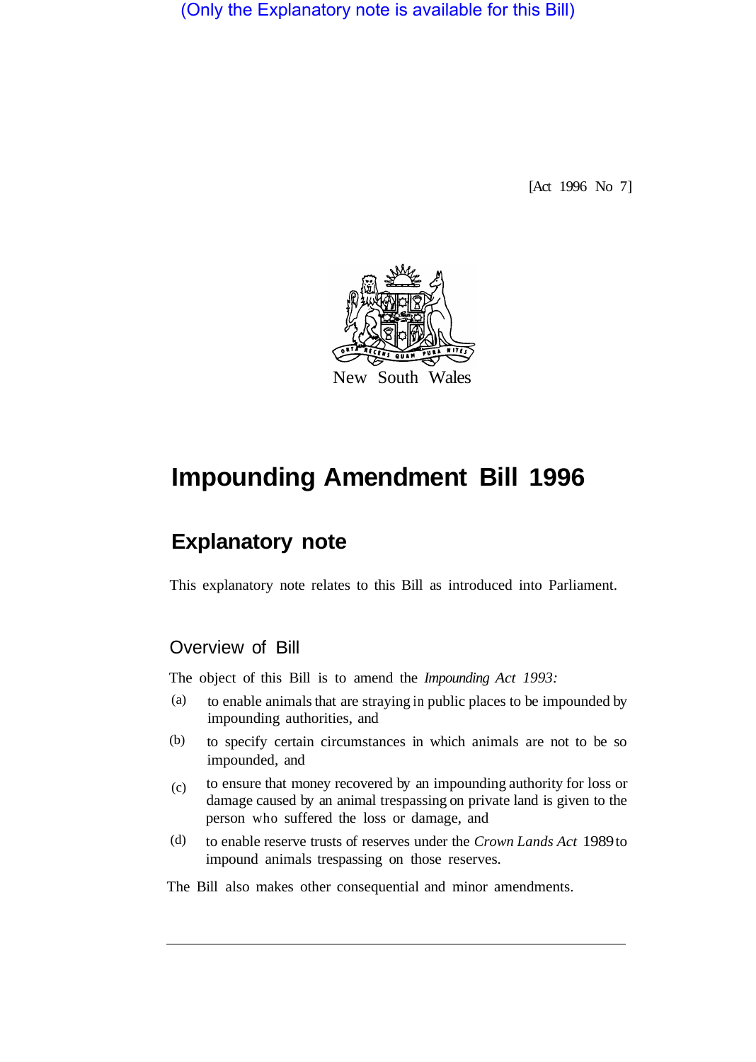(Only the Explanatory note is available for this Bill)

[Act 1996 No 7]

New South Wales

# Impounding Amendment Bill 1996

## Explanatory note

This explanatory note relates to this Bill as introduced into Parliament.

### Overview of Bill

The object of this Bill is to amend the *Impounding Act 1993:*

(a) to enable animals that are straying in public places to be impounded by impounding authorities, and

(b) to specify certain circumstances in which animals are not to be so impounded, and

(c) to ensure that money recovered by an impounding authority for loss or damage caused by an animal trespassing on private land is given to the person who suffered the loss or damage, and

(d) to enable reserve trusts of reserves under the *Crown Lands Act* 1989 to impound animals trespassing on those reserves.

The Bill also makes other consequential and minor amendments.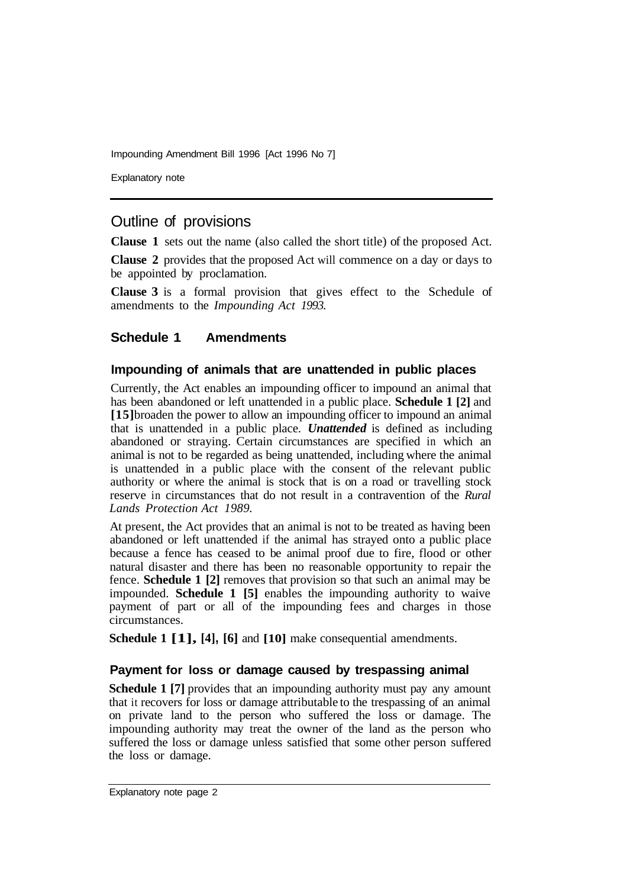## Outline of provisions

**Clause 1** sets out the name (also called the short title) of the proposed Act.

**Clause 2** provides that the proposed Act will commence on a day or days to be appointed by proclamation.

**Clause 3** is a formal provision that gives effect to the Schedule of amendments to the *Impounding Act 1993*.

### Schedule 1 Amendments

#### Impounding of animals that are unattended in public places

Currently, the Act enables an impounding officer to impound an animal that has been abandoned or left unattended in a public place. **Schedule 1 [2]** and **[15]** broaden the power to allow an impounding officer to impound an animal that is unattended in a public place. ***Unattended*** is defined as including abandoned or straying. Certain circumstances are specified in which an animal is not to be regarded as being unattended, including where the animal is unattended in a public place with the consent of the relevant public authority or where the animal is stock that is on a road or travelling stock reserve in circumstances that do not result in a contravention of the *Rural Lands Protection Act 1989*.

At present, the Act provides that an animal is not to be treated as having been abandoned or left unattended if the animal has strayed onto a public place because a fence has ceased to be animal proof due to fire, flood or other natural disaster and there has been no reasonable opportunity to repair the fence. **Schedule 1 [2]** removes that provision so that such an animal may be impounded. **Schedule 1 [5]** enables the impounding authority to waive payment of part or all of the impounding fees and charges in those circumstances.

**Schedule 1 [1], [4], [6]** and **[10]** make consequential amendments.

#### Payment for loss or damage caused by trespassing animal

**Schedule 1 [7]** provides that an impounding authority must pay any amount that it recovers for loss or damage attributable to the trespassing of an animal on private land to the person who suffered the loss or damage. The impounding authority may treat the owner of the land as the person who suffered the loss or damage unless satisfied that some other person suffered the loss or damage.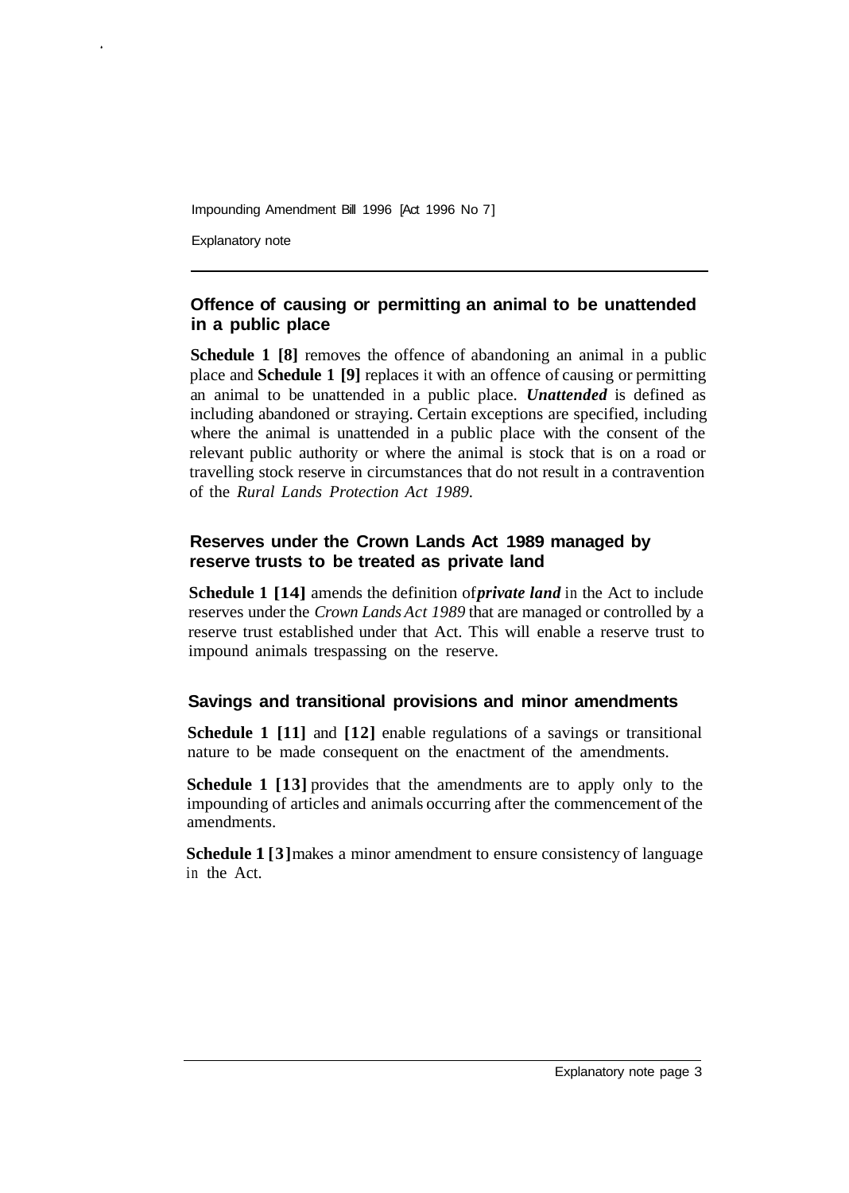## Offence of causing or permitting an animal to be unattended in a public place

**Schedule 1 [8]** removes the offence of abandoning an animal in a public place and **Schedule 1 [9]** replaces it with an offence of causing or permitting an animal to be unattended in a public place. ***Unattended*** is defined as including abandoned or straying. Certain exceptions are specified, including where the animal is unattended in a public place with the consent of the relevant public authority or where the animal is stock that is on a road or travelling stock reserve in circumstances that do not result in a contravention of the *Rural Lands Protection Act 1989*.

## Reserves under the Crown Lands Act 1989 managed by reserve trusts to be treated as private land

**Schedule 1 [14]** amends the definition of ***private land*** in the Act to include reserves under the *Crown Lands Act 1989* that are managed or controlled by a reserve trust established under that Act. This will enable a reserve trust to impound animals trespassing on the reserve.

## Savings and transitional provisions and minor amendments

**Schedule 1 [11]** and **[12]** enable regulations of a savings or transitional nature to be made consequent on the enactment of the amendments.

**Schedule 1 [13]** provides that the amendments are to apply only to the impounding of articles and animals occurring after the commencement of the amendments.

**Schedule 1 [3]** makes a minor amendment to ensure consistency of language in the Act.